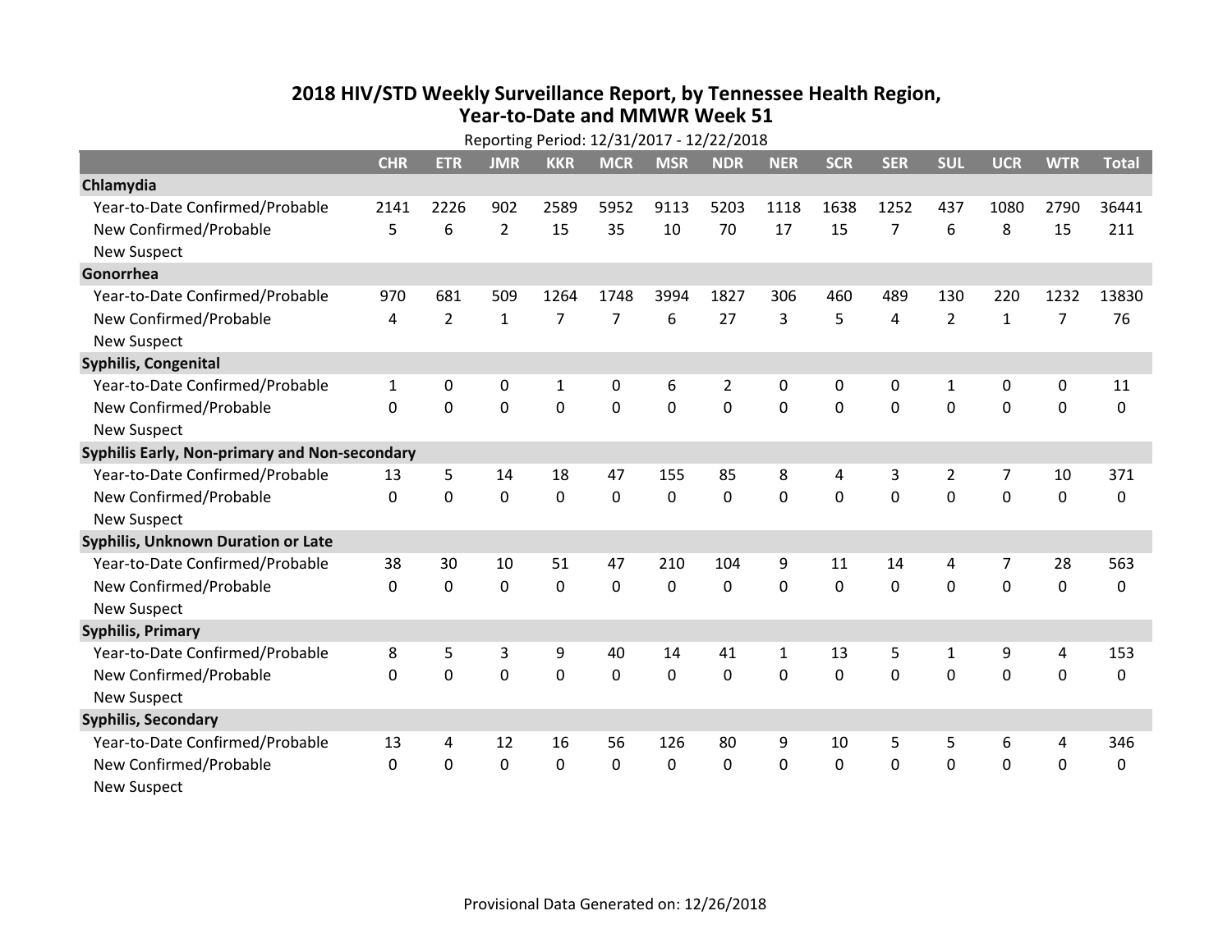# 2018 HIV/STD Weekly Surveillance Report, by Tennessee Health Region, Year-to-Date and MMWR Week 51

Reporting Period: 12/31/2017 - 12/22/2018

| | CHR | ETR | JMR | KKR | MCR | MSR | NDR | NER | SCR | SER | SUL | UCR | WTR | Total |
|---|---|---|---|---|---|---|---|---|---|---|---|---|---|---|
| **Chlamydia** | | | | | | | | | | | | | | |
| Year-to-Date Confirmed/Probable | 2141 | 2226 | 902 | 2589 | 5952 | 9113 | 5203 | 1118 | 1638 | 1252 | 437 | 1080 | 2790 | 36441 |
| New Confirmed/Probable | 5 | 6 | 2 | 15 | 35 | 10 | 70 | 17 | 15 | 7 | 6 | 8 | 15 | 211 |
| New Suspect | | | | | | | | | | | | | | |
| **Gonorrhea** | | | | | | | | | | | | | | |
| Year-to-Date Confirmed/Probable | 970 | 681 | 509 | 1264 | 1748 | 3994 | 1827 | 306 | 460 | 489 | 130 | 220 | 1232 | 13830 |
| New Confirmed/Probable | 4 | 2 | 1 | 7 | 7 | 6 | 27 | 3 | 5 | 4 | 2 | 1 | 7 | 76 |
| New Suspect | | | | | | | | | | | | | | |
| **Syphilis, Congenital** | | | | | | | | | | | | | | |
| Year-to-Date Confirmed/Probable | 1 | 0 | 0 | 1 | 0 | 6 | 2 | 0 | 0 | 0 | 1 | 0 | 0 | 11 |
| New Confirmed/Probable | 0 | 0 | 0 | 0 | 0 | 0 | 0 | 0 | 0 | 0 | 0 | 0 | 0 | 0 |
| New Suspect | | | | | | | | | | | | | | |
| **Syphilis Early, Non-primary and Non-secondary** | | | | | | | | | | | | | | |
| Year-to-Date Confirmed/Probable | 13 | 5 | 14 | 18 | 47 | 155 | 85 | 8 | 4 | 3 | 2 | 7 | 10 | 371 |
| New Confirmed/Probable | 0 | 0 | 0 | 0 | 0 | 0 | 0 | 0 | 0 | 0 | 0 | 0 | 0 | 0 |
| New Suspect | | | | | | | | | | | | | | |
| **Syphilis, Unknown Duration or Late** | | | | | | | | | | | | | | |
| Year-to-Date Confirmed/Probable | 38 | 30 | 10 | 51 | 47 | 210 | 104 | 9 | 11 | 14 | 4 | 7 | 28 | 563 |
| New Confirmed/Probable | 0 | 0 | 0 | 0 | 0 | 0 | 0 | 0 | 0 | 0 | 0 | 0 | 0 | 0 |
| New Suspect | | | | | | | | | | | | | | |
| **Syphilis, Primary** | | | | | | | | | | | | | | |
| Year-to-Date Confirmed/Probable | 8 | 5 | 3 | 9 | 40 | 14 | 41 | 1 | 13 | 5 | 1 | 9 | 4 | 153 |
| New Confirmed/Probable | 0 | 0 | 0 | 0 | 0 | 0 | 0 | 0 | 0 | 0 | 0 | 0 | 0 | 0 |
| New Suspect | | | | | | | | | | | | | | |
| **Syphilis, Secondary** | | | | | | | | | | | | | | |
| Year-to-Date Confirmed/Probable | 13 | 4 | 12 | 16 | 56 | 126 | 80 | 9 | 10 | 5 | 5 | 6 | 4 | 346 |
| New Confirmed/Probable | 0 | 0 | 0 | 0 | 0 | 0 | 0 | 0 | 0 | 0 | 0 | 0 | 0 | 0 |
| New Suspect | | | | | | | | | | | | | | |

Provisional Data Generated on: 12/26/2018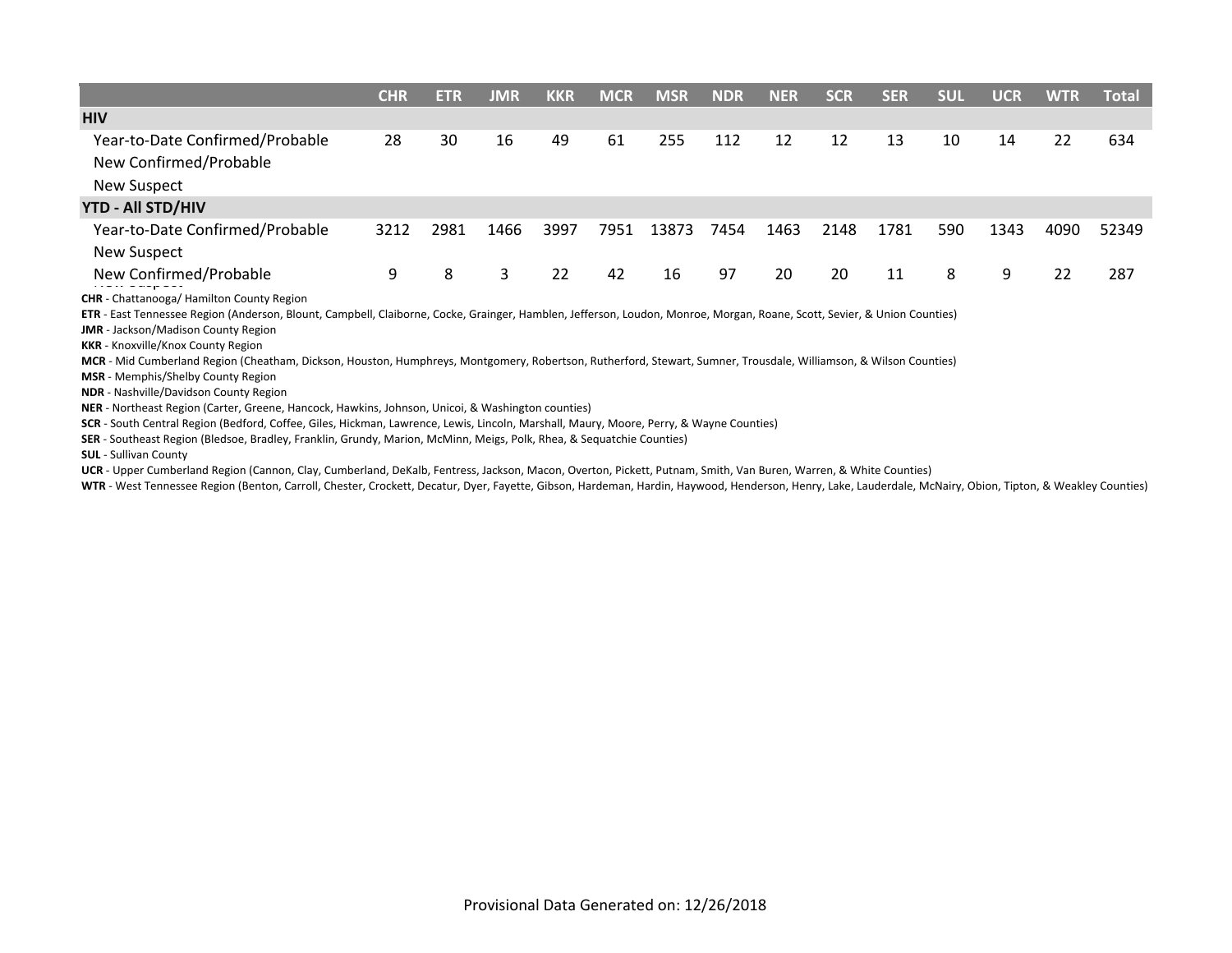| | CHR | ETR | JMR | KKR | MCR | MSR | NDR | NER | SCR | SER | SUL | UCR | WTR | Total |
|---|---|---|---|---|---|---|---|---|---|---|---|---|---|---|
| **HIV** | | | | | | | | | | | | | | |
| Year-to-Date Confirmed/Probable | 28 | 30 | 16 | 49 | 61 | 255 | 112 | 12 | 12 | 13 | 10 | 14 | 22 | 634 |
| New Confirmed/Probable | | | | | | | | | | | | | | |
| New Suspect | | | | | | | | | | | | | | |
| **YTD - All STD/HIV** | | | | | | | | | | | | | | |
| Year-to-Date Confirmed/Probable | 3212 | 2981 | 1466 | 3997 | 7951 | 13873 | 7454 | 1463 | 2148 | 1781 | 590 | 1343 | 4090 | 52349 |
| New Suspect | | | | | | | | | | | | | | |
| New Confirmed/Probable | 9 | 8 | 3 | 22 | 42 | 16 | 97 | 20 | 20 | 11 | 8 | 9 | 22 | 287 |

**CHR** - Chattanooga/ Hamilton County Region

**ETR** - East Tennessee Region (Anderson, Blount, Campbell, Claiborne, Cocke, Grainger, Hamblen, Jefferson, Loudon, Monroe, Morgan, Roane, Scott, Sevier, & Union Counties)

**JMR** - Jackson/Madison County Region

**KKR** - Knoxville/Knox County Region

**MCR** - Mid Cumberland Region (Cheatham, Dickson, Houston, Humphreys, Montgomery, Robertson, Rutherford, Stewart, Sumner, Trousdale, Williamson, & Wilson Counties)

**MSR** - Memphis/Shelby County Region

**NDR** - Nashville/Davidson County Region

**NER** - Northeast Region (Carter, Greene, Hancock, Hawkins, Johnson, Unicoi, & Washington counties)

**SCR** - South Central Region (Bedford, Coffee, Giles, Hickman, Lawrence, Lewis, Lincoln, Marshall, Maury, Moore, Perry, & Wayne Counties)

**SER** - Southeast Region (Bledsoe, Bradley, Franklin, Grundy, Marion, McMinn, Meigs, Polk, Rhea, & Sequatchie Counties)

**SUL** - Sullivan County

**UCR** - Upper Cumberland Region (Cannon, Clay, Cumberland, DeKalb, Fentress, Jackson, Macon, Overton, Pickett, Putnam, Smith, Van Buren, Warren, & White Counties)

**WTR** - West Tennessee Region (Benton, Carroll, Chester, Crockett, Decatur, Dyer, Fayette, Gibson, Hardeman, Hardin, Haywood, Henderson, Henry, Lake, Lauderdale, McNairy, Obion, Tipton, & Weakley Counties)

Provisional Data Generated on: 12/26/2018